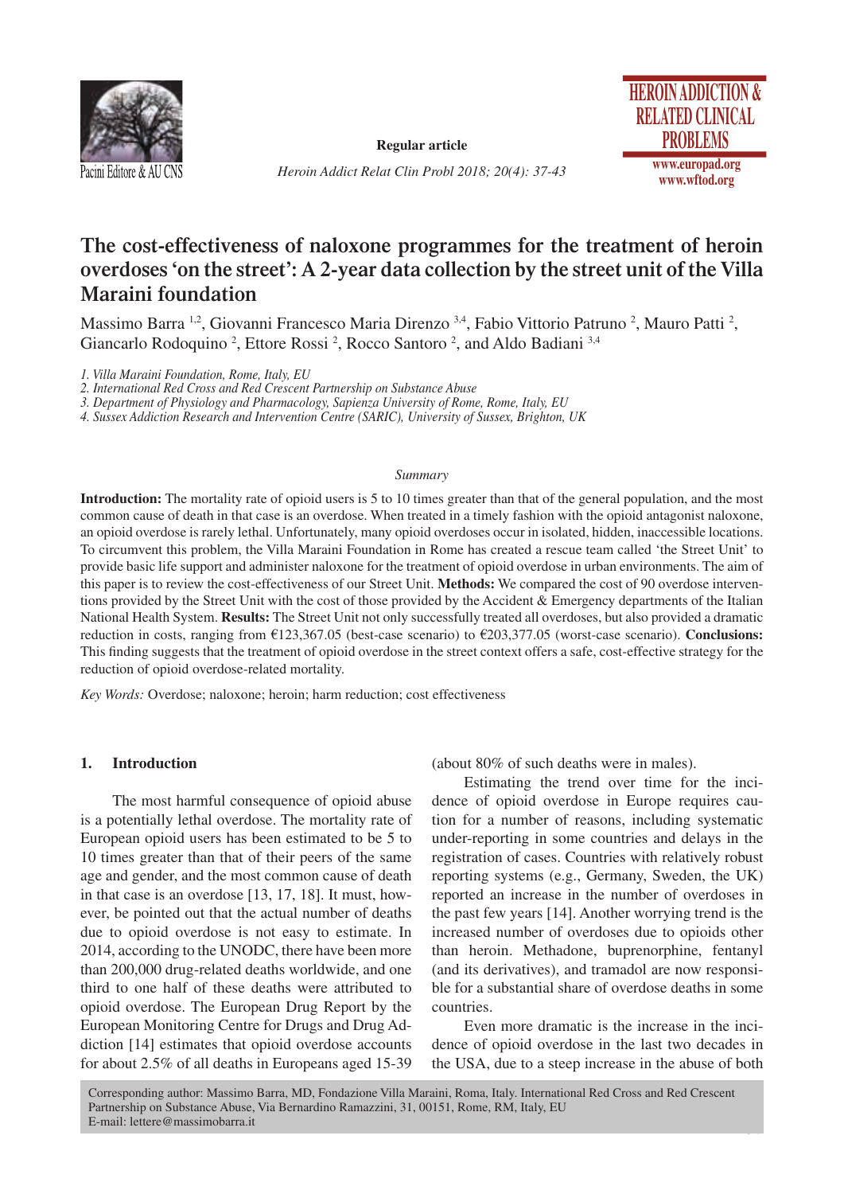Regular article

# The cost-effectiveness of naloxone programmes for the treatment of heroin overdoses 'on the street': A 2-year data collection by the street unit of the Villa Maraini foundation

Massimo Barra [1,2], Giovanni Francesco Maria Direnzo [3,4], Fabio Vittorio Patruno [2], Mauro Patti [2], Giancarlo Rodoquino [2], Ettore Rossi [2], Rocco Santoro [2], and Aldo Badiani [3,4]

*1. Villa Maraini Foundation, Rome, Italy, EU*
*2. International Red Cross and Red Crescent Partnership on Substance Abuse*
*3. Department of Physiology and Pharmacology, Sapienza University of Rome, Rome, Italy, EU*
*4. Sussex Addiction Research and Intervention Centre (SARIC), University of Sussex, Brighton, UK*

*Summary*

**Introduction:** The mortality rate of opioid users is 5 to 10 times greater than that of the general population, and the most common cause of death in that case is an overdose. When treated in a timely fashion with the opioid antagonist naloxone, an opioid overdose is rarely lethal. Unfortunately, many opioid overdoses occur in isolated, hidden, inaccessible locations. To circumvent this problem, the Villa Maraini Foundation in Rome has created a rescue team called 'the Street Unit' to provide basic life support and administer naloxone for the treatment of opioid overdose in urban environments. The aim of this paper is to review the cost-effectiveness of our Street Unit. **Methods:** We compared the cost of 90 overdose interventions provided by the Street Unit with the cost of those provided by the Accident & Emergency departments of the Italian National Health System. **Results:** The Street Unit not only successfully treated all overdoses, but also provided a dramatic reduction in costs, ranging from €123,367.05 (best-case scenario) to €203,377.05 (worst-case scenario). **Conclusions:** This finding suggests that the treatment of opioid overdose in the street context offers a safe, cost-effective strategy for the reduction of opioid overdose-related mortality.

*Key Words:* Overdose; naloxone; heroin; harm reduction; cost effectiveness

## 1. Introduction

The most harmful consequence of opioid abuse is a potentially lethal overdose. The mortality rate of European opioid users has been estimated to be 5 to 10 times greater than that of their peers of the same age and gender, and the most common cause of death in that case is an overdose [13, 17, 18]. It must, however, be pointed out that the actual number of deaths due to opioid overdose is not easy to estimate. In 2014, according to the UNODC, there have been more than 200,000 drug-related deaths worldwide, and one third to one half of these deaths were attributed to opioid overdose. The European Drug Report by the European Monitoring Centre for Drugs and Drug Addiction [14] estimates that opioid overdose accounts for about 2.5% of all deaths in Europeans aged 15-39 (about 80% of such deaths were in males).

Estimating the trend over time for the incidence of opioid overdose in Europe requires caution for a number of reasons, including systematic under-reporting in some countries and delays in the registration of cases. Countries with relatively robust reporting systems (e.g., Germany, Sweden, the UK) reported an increase in the number of overdoses in the past few years [14]. Another worrying trend is the increased number of overdoses due to opioids other than heroin. Methadone, buprenorphine, fentanyl (and its derivatives), and tramadol are now responsible for a substantial share of overdose deaths in some countries.

Even more dramatic is the increase in the incidence of opioid overdose in the last two decades in the USA, due to a steep increase in the abuse of both

Corresponding author: Massimo Barra, MD, Fondazione Villa Maraini, Roma, Italy. International Red Cross and Red Crescent Partnership on Substance Abuse, Via Bernardino Ramazzini, 31, 00151, Rome, RM, Italy, EU
E-mail: lettere@massimobarra.it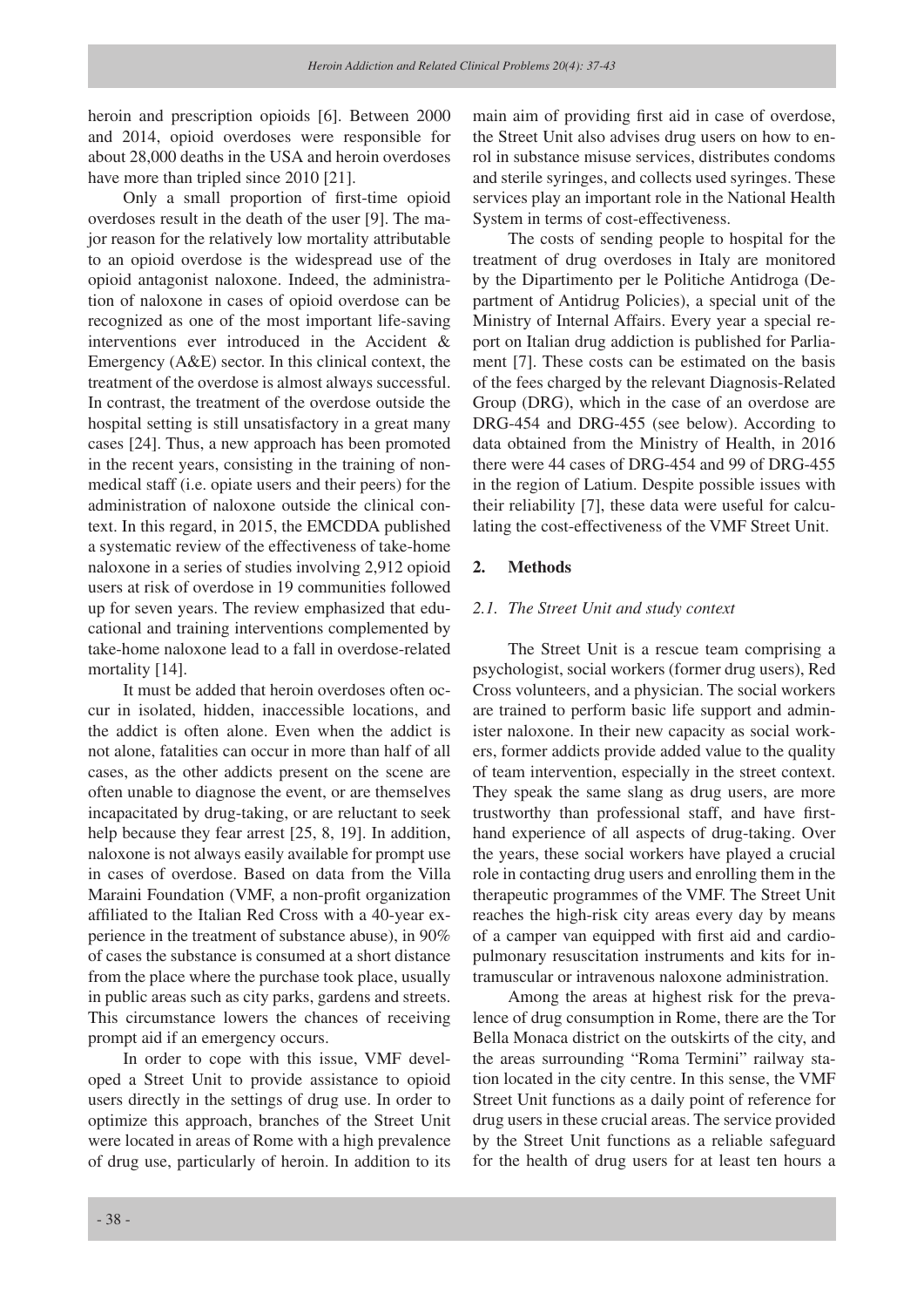heroin and prescription opioids [6]. Between 2000 and 2014, opioid overdoses were responsible for about 28,000 deaths in the USA and heroin overdoses have more than tripled since 2010 [21].

Only a small proportion of first-time opioid overdoses result in the death of the user [9]. The major reason for the relatively low mortality attributable to an opioid overdose is the widespread use of the opioid antagonist naloxone. Indeed, the administration of naloxone in cases of opioid overdose can be recognized as one of the most important life-saving interventions ever introduced in the Accident & Emergency (A&E) sector. In this clinical context, the treatment of the overdose is almost always successful. In contrast, the treatment of the overdose outside the hospital setting is still unsatisfactory in a great many cases [24]. Thus, a new approach has been promoted in the recent years, consisting in the training of non-medical staff (i.e. opiate users and their peers) for the administration of naloxone outside the clinical context. In this regard, in 2015, the EMCDDA published a systematic review of the effectiveness of take-home naloxone in a series of studies involving 2,912 opioid users at risk of overdose in 19 communities followed up for seven years. The review emphasized that educational and training interventions complemented by take-home naloxone lead to a fall in overdose-related mortality [14].

It must be added that heroin overdoses often occur in isolated, hidden, inaccessible locations, and the addict is often alone. Even when the addict is not alone, fatalities can occur in more than half of all cases, as the other addicts present on the scene are often unable to diagnose the event, or are themselves incapacitated by drug-taking, or are reluctant to seek help because they fear arrest [25, 8, 19]. In addition, naloxone is not always easily available for prompt use in cases of overdose. Based on data from the Villa Maraini Foundation (VMF, a non-profit organization affiliated to the Italian Red Cross with a 40-year experience in the treatment of substance abuse), in 90% of cases the substance is consumed at a short distance from the place where the purchase took place, usually in public areas such as city parks, gardens and streets. This circumstance lowers the chances of receiving prompt aid if an emergency occurs.

In order to cope with this issue, VMF developed a Street Unit to provide assistance to opioid users directly in the settings of drug use. In order to optimize this approach, branches of the Street Unit were located in areas of Rome with a high prevalence of drug use, particularly of heroin. In addition to its main aim of providing first aid in case of overdose, the Street Unit also advises drug users on how to enrol in substance misuse services, distributes condoms and sterile syringes, and collects used syringes. These services play an important role in the National Health System in terms of cost-effectiveness.

The costs of sending people to hospital for the treatment of drug overdoses in Italy are monitored by the Dipartimento per le Politiche Antidroga (Department of Antidrug Policies), a special unit of the Ministry of Internal Affairs. Every year a special report on Italian drug addiction is published for Parliament [7]. These costs can be estimated on the basis of the fees charged by the relevant Diagnosis-Related Group (DRG), which in the case of an overdose are DRG-454 and DRG-455 (see below). According to data obtained from the Ministry of Health, in 2016 there were 44 cases of DRG-454 and 99 of DRG-455 in the region of Latium. Despite possible issues with their reliability [7], these data were useful for calculating the cost-effectiveness of the VMF Street Unit.

## 2. Methods

### *2.1. The Street Unit and study context*

The Street Unit is a rescue team comprising a psychologist, social workers (former drug users), Red Cross volunteers, and a physician. The social workers are trained to perform basic life support and administer naloxone. In their new capacity as social workers, former addicts provide added value to the quality of team intervention, especially in the street context. They speak the same slang as drug users, are more trustworthy than professional staff, and have first-hand experience of all aspects of drug-taking. Over the years, these social workers have played a crucial role in contacting drug users and enrolling them in the therapeutic programmes of the VMF. The Street Unit reaches the high-risk city areas every day by means of a camper van equipped with first aid and cardio-pulmonary resuscitation instruments and kits for intramuscular or intravenous naloxone administration.

Among the areas at highest risk for the prevalence of drug consumption in Rome, there are the Tor Bella Monaca district on the outskirts of the city, and the areas surrounding "Roma Termini" railway station located in the city centre. In this sense, the VMF Street Unit functions as a daily point of reference for drug users in these crucial areas. The service provided by the Street Unit functions as a reliable safeguard for the health of drug users for at least ten hours a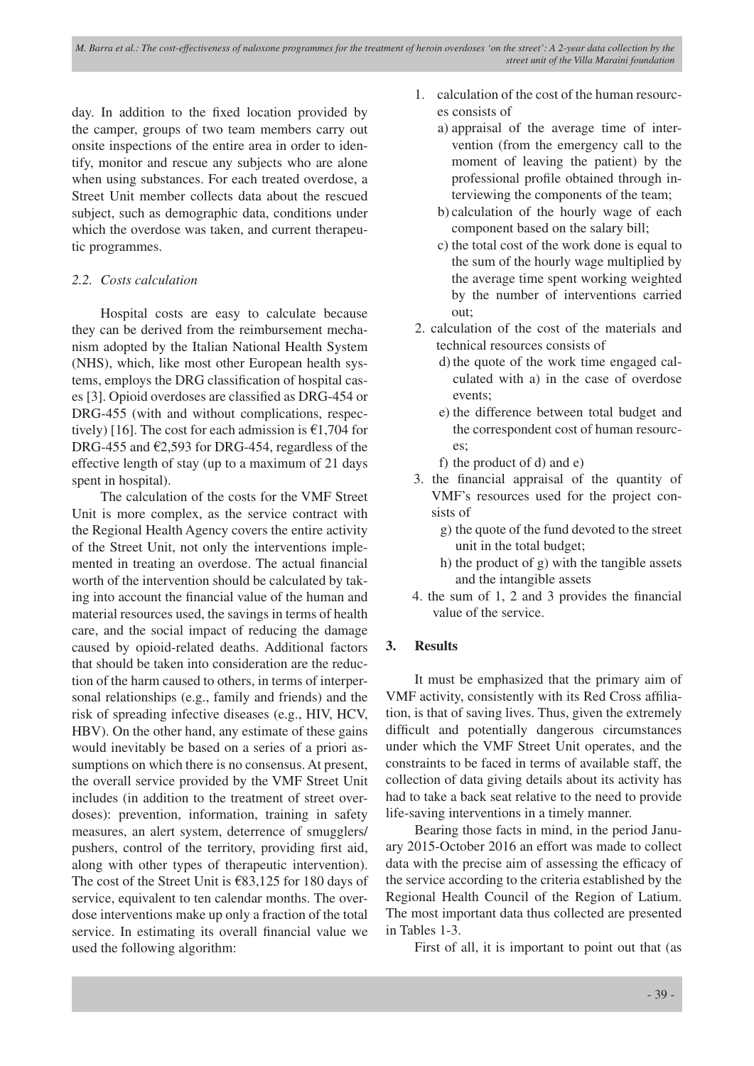day. In addition to the fixed location provided by the camper, groups of two team members carry out onsite inspections of the entire area in order to identify, monitor and rescue any subjects who are alone when using substances. For each treated overdose, a Street Unit member collects data about the rescued subject, such as demographic data, conditions under which the overdose was taken, and current therapeutic programmes.

### *2.2. Costs calculation*

Hospital costs are easy to calculate because they can be derived from the reimbursement mechanism adopted by the Italian National Health System (NHS), which, like most other European health systems, employs the DRG classification of hospital cases [3]. Opioid overdoses are classified as DRG-454 or DRG-455 (with and without complications, respectively) [16]. The cost for each admission is €1,704 for DRG-455 and €2,593 for DRG-454, regardless of the effective length of stay (up to a maximum of 21 days spent in hospital).

The calculation of the costs for the VMF Street Unit is more complex, as the service contract with the Regional Health Agency covers the entire activity of the Street Unit, not only the interventions implemented in treating an overdose. The actual financial worth of the intervention should be calculated by taking into account the financial value of the human and material resources used, the savings in terms of health care, and the social impact of reducing the damage caused by opioid-related deaths. Additional factors that should be taken into consideration are the reduction of the harm caused to others, in terms of interpersonal relationships (e.g., family and friends) and the risk of spreading infective diseases (e.g., HIV, HCV, HBV). On the other hand, any estimate of these gains would inevitably be based on a series of a priori assumptions on which there is no consensus. At present, the overall service provided by the VMF Street Unit includes (in addition to the treatment of street overdoses): prevention, information, training in safety measures, an alert system, deterrence of smugglers/pushers, control of the territory, providing first aid, along with other types of therapeutic intervention). The cost of the Street Unit is €83,125 for 180 days of service, equivalent to ten calendar months. The overdose interventions make up only a fraction of the total service. In estimating its overall financial value we used the following algorithm:

1. calculation of the cost of the human resources consists of
   a) appraisal of the average time of intervention (from the emergency call to the moment of leaving the patient) by the professional profile obtained through interviewing the components of the team;
   b) calculation of the hourly wage of each component based on the salary bill;
   c) the total cost of the work done is equal to the sum of the hourly wage multiplied by the average time spent working weighted by the number of interventions carried out;
2. calculation of the cost of the materials and technical resources consists of
   d) the quote of the work time engaged calculated with a) in the case of overdose events;
   e) the difference between total budget and the correspondent cost of human resources;
   f) the product of d) and e)
3. the financial appraisal of the quantity of VMF's resources used for the project consists of
   g) the quote of the fund devoted to the street unit in the total budget;
   h) the product of g) with the tangible assets and the intangible assets
4. the sum of 1, 2 and 3 provides the financial value of the service.

## 3. Results

It must be emphasized that the primary aim of VMF activity, consistently with its Red Cross affiliation, is that of saving lives. Thus, given the extremely difficult and potentially dangerous circumstances under which the VMF Street Unit operates, and the constraints to be faced in terms of available staff, the collection of data giving details about its activity has had to take a back seat relative to the need to provide life-saving interventions in a timely manner.

Bearing those facts in mind, in the period January 2015-October 2016 an effort was made to collect data with the precise aim of assessing the efficacy of the service according to the criteria established by the Regional Health Council of the Region of Latium. The most important data thus collected are presented in Tables 1-3.

First of all, it is important to point out that (as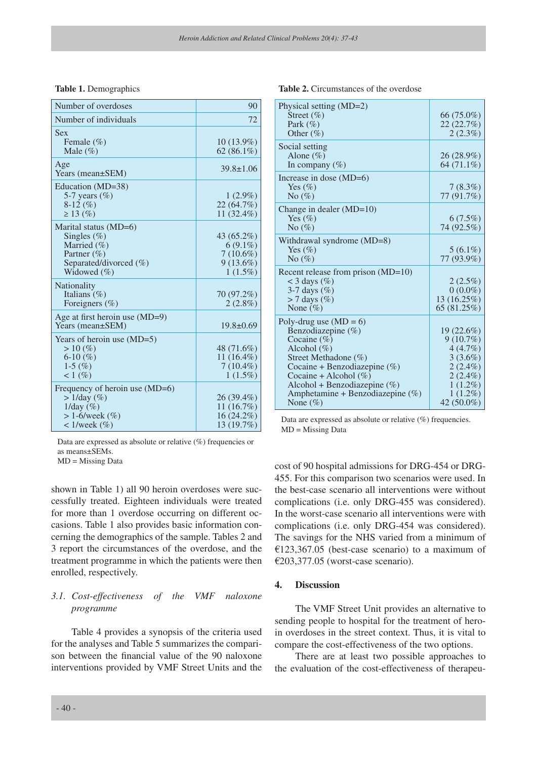**Table 1.** Demographics

| | |
|---|---|
| Number of overdoses | 90 |
| Number of individuals | 72 |
| Sex | |
| Female (%) | 10 (13.9%) |
| Male (%) | 62 (86.1%) |
| Age | |
| Years (mean±SEM) | 39.8±1.06 |
| Education (MD=38) | |
| 5-7 years (%) | 1 (2.9%) |
| 8-12 (%) | 22 (64.7%) |
| ≥ 13 (%) | 11 (32.4%) |
| Marital status (MD=6) | |
| Singles (%) | 43 (65.2%) |
| Married (%) | 6 (9.1%) |
| Partner (%) | 7 (10.6%) |
| Separated/divorced (%) | 9 (13.6%) |
| Widowed (%) | 1 (1.5%) |
| Nationality | |
| Italians (%) | 70 (97.2%) |
| Foreigners (%) | 2 (2.8%) |
| Age at first heroin use (MD=9) | |
| Years (mean±SEM) | 19.8±0.69 |
| Years of heroin use (MD=5) | |
| > 10 (%) | 48 (71.6%) |
| 6-10 (%) | 11 (16.4%) |
| 1-5 (%) | 7 (10.4%) |
| < 1 (%) | 1 (1.5%) |
| Frequency of heroin use (MD=6) | |
| > 1/day (%) | 26 (39.4%) |
| 1/day (%) | 11 (16.7%) |
| > 1-6/week (%) | 16 (24.2%) |
| < 1/week (%) | 13 (19.7%) |

Data are expressed as absolute or relative (%) frequencies or as means±SEMs.
MD = Missing Data

**Table 2.** Circumstances of the overdose

| | |
|---|---|
| Physical setting (MD=2) | |
| Street (%) | 66 (75.0%) |
| Park (%) | 22 (22.7%) |
| Other (%) | 2 (2.3%) |
| Social setting | |
| Alone (%) | 26 (28.9%) |
| In company (%) | 64 (71.1%) |
| Increase in dose (MD=6) | |
| Yes (%) | 7 (8.3%) |
| No (%) | 77 (91.7%) |
| Change in dealer (MD=10) | |
| Yes (%) | 6 (7.5%) |
| No (%) | 74 (92.5%) |
| Withdrawal syndrome (MD=8) | |
| Yes (%) | 5 (6.1%) |
| No (%) | 77 (93.9%) |
| Recent release from prison (MD=10) | |
| < 3 days (%) | 2 (2.5%) |
| 3-7 days (%) | 0 (0.0%) |
| > 7 days (%) | 13 (16.25%) |
| None (%) | 65 (81.25%) |
| Poly-drug use (MD = 6) | |
| Benzodiazepine (%) | 19 (22.6%) |
| Cocaine (%) | 9 (10.7%) |
| Alcohol (%) | 4 (4.7%) |
| Street Methadone (%) | 3 (3.6%) |
| Cocaine + Benzodiazepine (%) | 2 (2.4%) |
| Cocaine + Alcohol (%) | 2 (2.4%) |
| Alcohol + Benzodiazepine (%) | 1 (1.2%) |
| Amphetamine + Benzodiazepine (%) | 1 (1.2%) |
| None (%) | 42 (50.0%) |

Data are expressed as absolute or relative (%) frequencies.
MD = Missing Data

shown in Table 1) all 90 heroin overdoses were successfully treated. Eighteen individuals were treated for more than 1 overdose occurring on different occasions. Table 1 also provides basic information concerning the demographics of the sample. Tables 2 and 3 report the circumstances of the overdose, and the treatment programme in which the patients were then enrolled, respectively.

### 3.1. *Cost-effectiveness of the VMF naloxone programme*

Table 4 provides a synopsis of the criteria used for the analyses and Table 5 summarizes the comparison between the financial value of the 90 naloxone interventions provided by VMF Street Units and the cost of 90 hospital admissions for DRG-454 or DRG-455. For this comparison two scenarios were used. In the best-case scenario all interventions were without complications (i.e. only DRG-455 was considered). In the worst-case scenario all interventions were with complications (i.e. only DRG-454 was considered). The savings for the NHS varied from a minimum of €123,367.05 (best-case scenario) to a maximum of €203,377.05 (worst-case scenario).

## 4. Discussion

The VMF Street Unit provides an alternative to sending people to hospital for the treatment of heroin overdoses in the street context. Thus, it is vital to compare the cost-effectiveness of the two options.

There are at least two possible approaches to the evaluation of the cost-effectiveness of therapeu-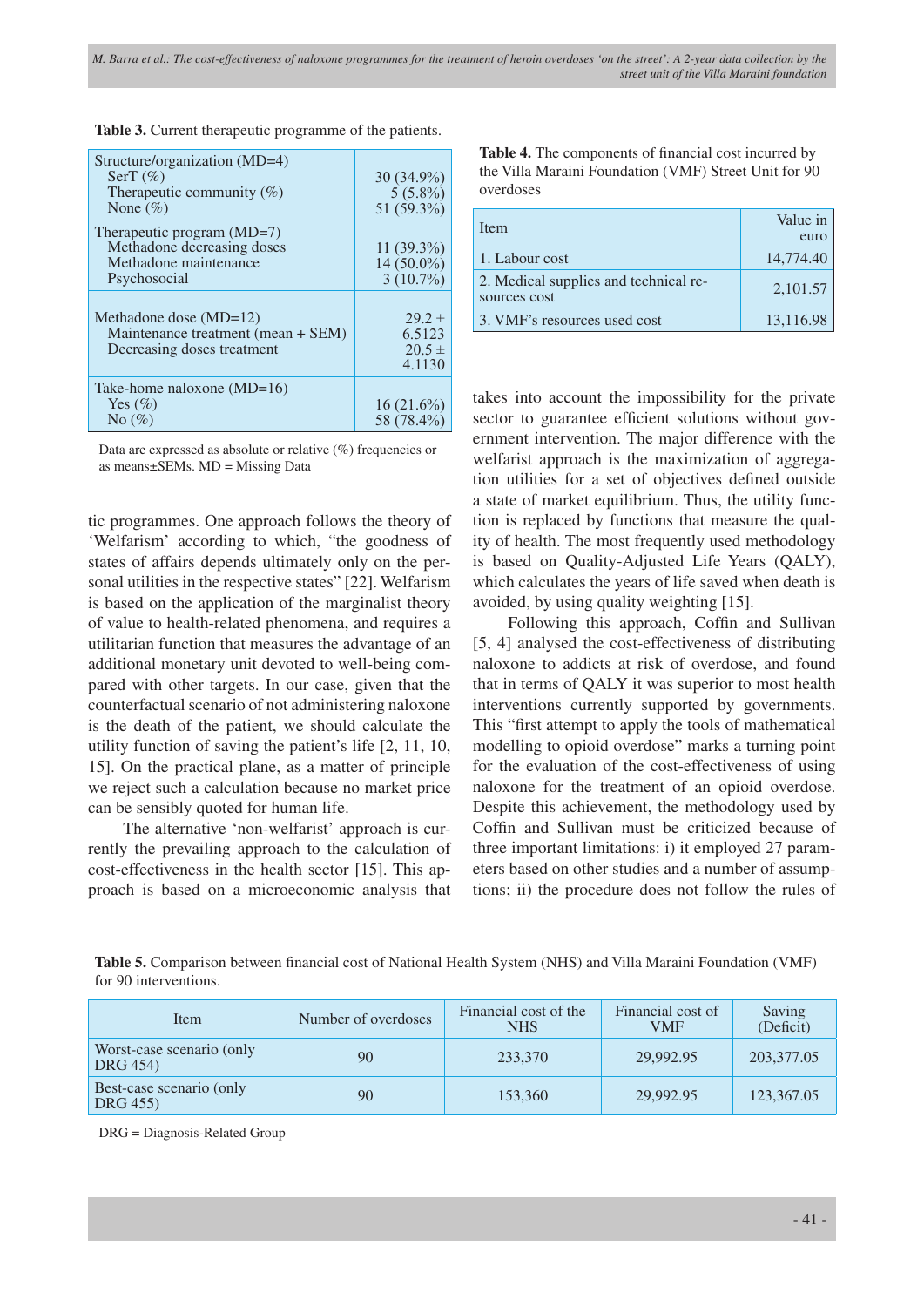**Table 3.** Current therapeutic programme of the patients.

| | |
|---|---|
| Structure/organization (MD=4) | |
| SerT (%) | 30 (34.9%) |
| Therapeutic community (%) | 5 (5.8%) |
| None (%) | 51 (59.3%) |
| Therapeutic program (MD=7) | |
| Methadone decreasing doses | 11 (39.3%) |
| Methadone maintenance | 14 (50.0%) |
| Psychosocial | 3 (10.7%) |
| Methadone dose (MD=12) | |
| Maintenance treatment (mean + SEM) | 29.2 ± 6.5123 |
| Decreasing doses treatment | 20.5 ± 4.1130 |
| Take-home naloxone (MD=16) | |
| Yes (%) | 16 (21.6%) |
| No (%) | 58 (78.4%) |

Data are expressed as absolute or relative (%) frequencies or as means±SEMs. MD = Missing Data

tic programmes. One approach follows the theory of 'Welfarism' according to which, "the goodness of states of affairs depends ultimately only on the personal utilities in the respective states" [22]. Welfarism is based on the application of the marginalist theory of value to health-related phenomena, and requires a utilitarian function that measures the advantage of an additional monetary unit devoted to well-being compared with other targets. In our case, given that the counterfactual scenario of not administering naloxone is the death of the patient, we should calculate the utility function of saving the patient's life [2, 11, 10, 15]. On the practical plane, as a matter of principle we reject such a calculation because no market price can be sensibly quoted for human life.

The alternative 'non-welfarist' approach is currently the prevailing approach to the calculation of cost-effectiveness in the health sector [15]. This approach is based on a microeconomic analysis that takes into account the impossibility for the private sector to guarantee efficient solutions without government intervention. The major difference with the welfarist approach is the maximization of aggregation utilities for a set of objectives defined outside a state of market equilibrium. Thus, the utility function is replaced by functions that measure the quality of health. The most frequently used methodology is based on Quality-Adjusted Life Years (QALY), which calculates the years of life saved when death is avoided, by using quality weighting [15].

**Table 4.** The components of financial cost incurred by the Villa Maraini Foundation (VMF) Street Unit for 90 overdoses

| Item | Value in euro |
|---|---|
| 1. Labour cost | 14,774.40 |
| 2. Medical supplies and technical resources cost | 2,101.57 |
| 3. VMF's resources used cost | 13,116.98 |

Following this approach, Coffin and Sullivan [5, 4] analysed the cost-effectiveness of distributing naloxone to addicts at risk of overdose, and found that in terms of QALY it was superior to most health interventions currently supported by governments. This "first attempt to apply the tools of mathematical modelling to opioid overdose" marks a turning point for the evaluation of the cost-effectiveness of using naloxone for the treatment of an opioid overdose. Despite this achievement, the methodology used by Coffin and Sullivan must be criticized because of three important limitations: i) it employed 27 parameters based on other studies and a number of assumptions; ii) the procedure does not follow the rules of

**Table 5.** Comparison between financial cost of National Health System (NHS) and Villa Maraini Foundation (VMF) for 90 interventions.

| Item | Number of overdoses | Financial cost of the NHS | Financial cost of VMF | Saving (Deficit) |
|---|---|---|---|---|
| Worst-case scenario (only DRG 454) | 90 | 233,370 | 29,992.95 | 203,377.05 |
| Best-case scenario (only DRG 455) | 90 | 153,360 | 29,992.95 | 123,367.05 |

DRG = Diagnosis-Related Group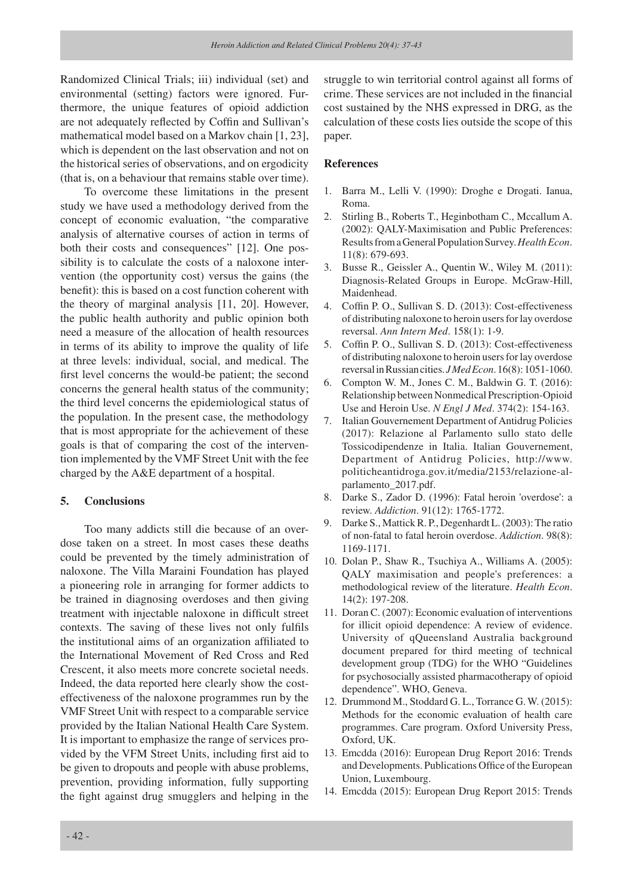Randomized Clinical Trials; iii) individual (set) and environmental (setting) factors were ignored. Furthermore, the unique features of opioid addiction are not adequately reflected by Coffin and Sullivan's mathematical model based on a Markov chain [1, 23], which is dependent on the last observation and not on the historical series of observations, and on ergodicity (that is, on a behaviour that remains stable over time).

To overcome these limitations in the present study we have used a methodology derived from the concept of economic evaluation, "the comparative analysis of alternative courses of action in terms of both their costs and consequences" [12]. One possibility is to calculate the costs of a naloxone intervention (the opportunity cost) versus the gains (the benefit): this is based on a cost function coherent with the theory of marginal analysis [11, 20]. However, the public health authority and public opinion both need a measure of the allocation of health resources in terms of its ability to improve the quality of life at three levels: individual, social, and medical. The first level concerns the would-be patient; the second concerns the general health status of the community; the third level concerns the epidemiological status of the population. In the present case, the methodology that is most appropriate for the achievement of these goals is that of comparing the cost of the intervention implemented by the VMF Street Unit with the fee charged by the A&E department of a hospital.

## 5. Conclusions

Too many addicts still die because of an overdose taken on a street. In most cases these deaths could be prevented by the timely administration of naloxone. The Villa Maraini Foundation has played a pioneering role in arranging for former addicts to be trained in diagnosing overdoses and then giving treatment with injectable naloxone in difficult street contexts. The saving of these lives not only fulfils the institutional aims of an organization affiliated to the International Movement of Red Cross and Red Crescent, it also meets more concrete societal needs. Indeed, the data reported here clearly show the cost-effectiveness of the naloxone programmes run by the VMF Street Unit with respect to a comparable service provided by the Italian National Health Care System. It is important to emphasize the range of services provided by the VFM Street Units, including first aid to be given to dropouts and people with abuse problems, prevention, providing information, fully supporting the fight against drug smugglers and helping in the struggle to win territorial control against all forms of crime. These services are not included in the financial cost sustained by the NHS expressed in DRG, as the calculation of these costs lies outside the scope of this paper.

## References

1. Barra M., Lelli V. (1990): Droghe e Drogati. Ianua, Roma.
2. Stirling B., Roberts T., Heginbotham C., Mccallum A. (2002): QALY-Maximisation and Public Preferences: Results from a General Population Survey. *Health Econ*. 11(8): 679-693.
3. Busse R., Geissler A., Quentin W., Wiley M. (2011): Diagnosis-Related Groups in Europe. McGraw-Hill, Maidenhead.
4. Coffin P. O., Sullivan S. D. (2013): Cost-effectiveness of distributing naloxone to heroin users for lay overdose reversal. *Ann Intern Med*. 158(1): 1-9.
5. Coffin P. O., Sullivan S. D. (2013): Cost-effectiveness of distributing naloxone to heroin users for lay overdose reversal in Russian cities. *J Med Econ*. 16(8): 1051-1060.
6. Compton W. M., Jones C. M., Baldwin G. T. (2016): Relationship between Nonmedical Prescription-Opioid Use and Heroin Use. *N Engl J Med*. 374(2): 154-163.
7. Italian Gouvernement Department of Antidrug Policies (2017): Relazione al Parlamento sullo stato delle Tossicodipendenze in Italia. Italian Gouvernement, Department of Antidrug Policies, http://www.politicheantidroga.gov.it/media/2153/relazione-al-parlamento_2017.pdf.
8. Darke S., Zador D. (1996): Fatal heroin 'overdose': a review. *Addiction*. 91(12): 1765-1772.
9. Darke S., Mattick R. P., Degenhardt L. (2003): The ratio of non-fatal to fatal heroin overdose. *Addiction*. 98(8): 1169-1171.
10. Dolan P., Shaw R., Tsuchiya A., Williams A. (2005): QALY maximisation and people's preferences: a methodological review of the literature. *Health Econ*. 14(2): 197-208.
11. Doran C. (2007): Economic evaluation of interventions for illicit opioid dependence: A review of evidence. University of qQueensland Australia background document prepared for third meeting of technical development group (TDG) for the WHO "Guidelines for psychosocially assisted pharmacotherapy of opioid dependence". WHO, Geneva.
12. Drummond M., Stoddard G. L., Torrance G. W. (2015): Methods for the economic evaluation of health care programmes. Care program. Oxford University Press, Oxford, UK.
13. Emcdda (2016): European Drug Report 2016: Trends and Developments. Publications Office of the European Union, Luxembourg.
14. Emcdda (2015): European Drug Report 2015: Trends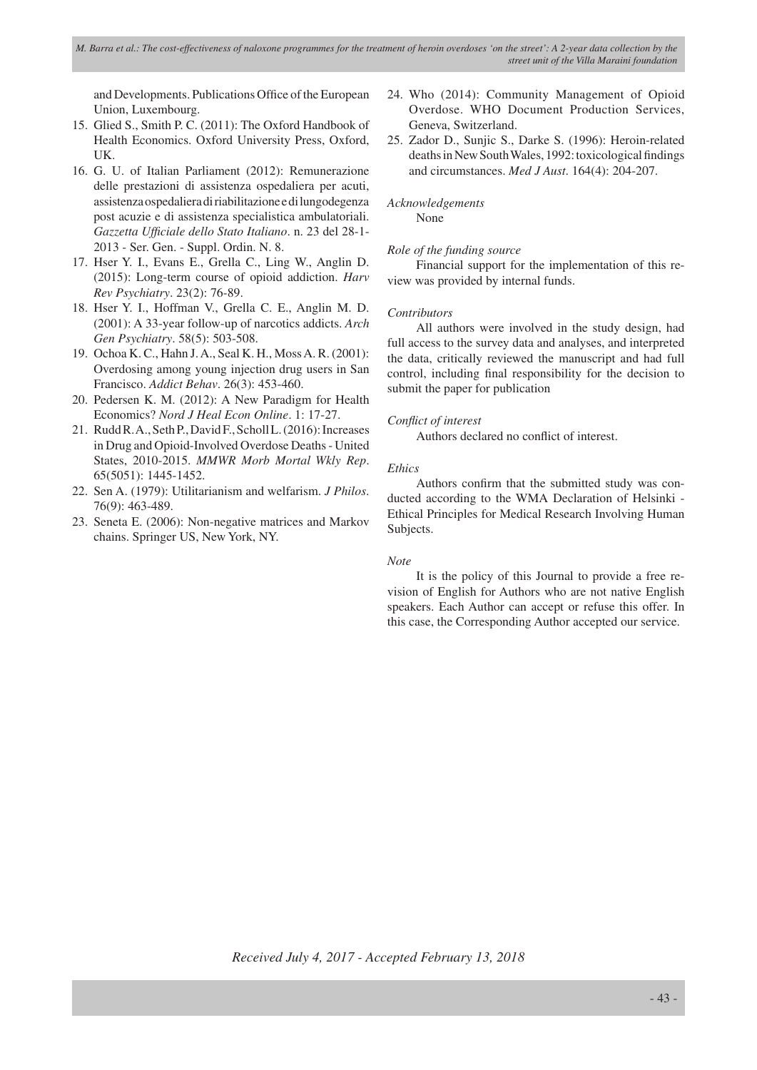and Developments. Publications Office of the European Union, Luxembourg.

15. Glied S., Smith P. C. (2011): The Oxford Handbook of Health Economics. Oxford University Press, Oxford, UK.
16. G. U. of Italian Parliament (2012): Remunerazione delle prestazioni di assistenza ospedaliera per acuti, assistenza ospedaliera di riabilitazione e di lungodegenza post acuzie e di assistenza specialistica ambulatoriali. *Gazzetta Ufficiale dello Stato Italiano*. n. 23 del 28-1-2013 - Ser. Gen. - Suppl. Ordin. N. 8.
17. Hser Y. I., Evans E., Grella C., Ling W., Anglin D. (2015): Long-term course of opioid addiction. *Harv Rev Psychiatry*. 23(2): 76-89.
18. Hser Y. I., Hoffman V., Grella C. E., Anglin M. D. (2001): A 33-year follow-up of narcotics addicts. *Arch Gen Psychiatry*. 58(5): 503-508.
19. Ochoa K. C., Hahn J. A., Seal K. H., Moss A. R. (2001): Overdosing among young injection drug users in San Francisco. *Addict Behav*. 26(3): 453-460.
20. Pedersen K. M. (2012): A New Paradigm for Health Economics? *Nord J Heal Econ Online*. 1: 17-27.
21. Rudd R. A., Seth P., David F., Scholl L. (2016): Increases in Drug and Opioid-Involved Overdose Deaths - United States, 2010-2015. *MMWR Morb Mortal Wkly Rep*. 65(5051): 1445-1452.
22. Sen A. (1979): Utilitarianism and welfarism. *J Philos*. 76(9): 463-489.
23. Seneta E. (2006): Non-negative matrices and Markov chains. Springer US, New York, NY.
24. Who (2014): Community Management of Opioid Overdose. WHO Document Production Services, Geneva, Switzerland.
25. Zador D., Sunjic S., Darke S. (1996): Heroin-related deaths in New South Wales, 1992: toxicological findings and circumstances. *Med J Aust*. 164(4): 204-207.

*Acknowledgements*

None

*Role of the funding source*

Financial support for the implementation of this review was provided by internal funds.

*Contributors*

All authors were involved in the study design, had full access to the survey data and analyses, and interpreted the data, critically reviewed the manuscript and had full control, including final responsibility for the decision to submit the paper for publication

*Conflict of interest*

Authors declared no conflict of interest.

*Ethics*

Authors confirm that the submitted study was conducted according to the WMA Declaration of Helsinki - Ethical Principles for Medical Research Involving Human Subjects.

*Note*

It is the policy of this Journal to provide a free revision of English for Authors who are not native English speakers. Each Author can accept or refuse this offer. In this case, the Corresponding Author accepted our service.

*Received July 4, 2017 - Accepted February 13, 2018*